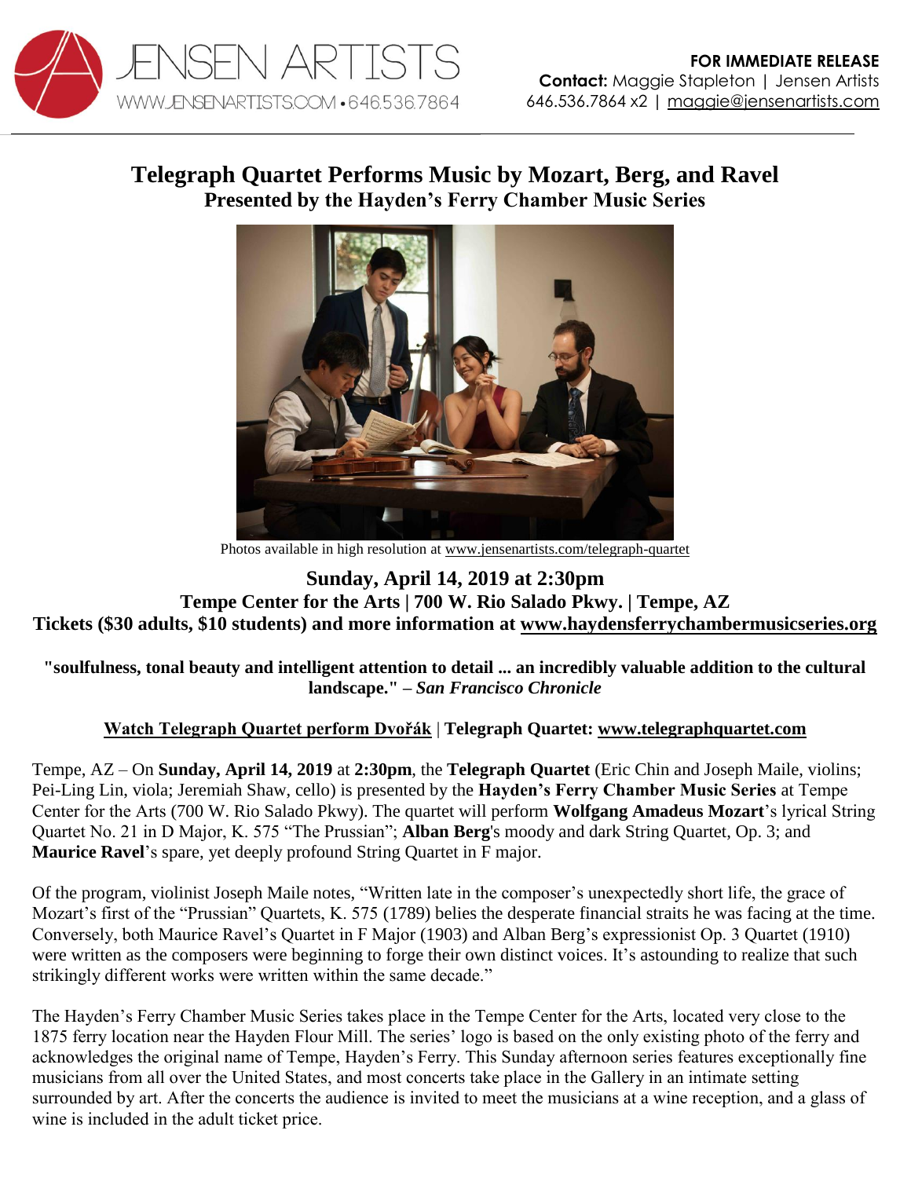JENSEN ARTISTS
WWW.JENSENARTISTS.COM • 646.536.7864

**FOR IMMEDIATE RELEASE**
**Contact:** Maggie Stapleton | Jensen Artists
646.536.7864 x2 | maggie@jensenartists.com

# Telegraph Quartet Performs Music by Mozart, Berg, and Ravel
## Presented by the Hayden's Ferry Chamber Music Series

Photos available in high resolution at www.jensenartists.com/telegraph-quartet

### Sunday, April 14, 2019 at 2:30pm
**Tempe Center for the Arts | 700 W. Rio Salado Pkwy. | Tempe, AZ**
**Tickets ($30 adults, $10 students) and more information at www.haydensferrychambermusicseries.org**

**"soulfulness, tonal beauty and intelligent attention to detail ... an incredibly valuable addition to the cultural landscape." – *San Francisco Chronicle***

**Watch Telegraph Quartet perform Dvořák | Telegraph Quartet: www.telegraphquartet.com**

Tempe, AZ – On **Sunday, April 14, 2019** at **2:30pm**, the **Telegraph Quartet** (Eric Chin and Joseph Maile, violins; Pei-Ling Lin, viola; Jeremiah Shaw, cello) is presented by the **Hayden's Ferry Chamber Music Series** at Tempe Center for the Arts (700 W. Rio Salado Pkwy). The quartet will perform **Wolfgang Amadeus Mozart**'s lyrical String Quartet No. 21 in D Major, K. 575 "The Prussian"; **Alban Berg**'s moody and dark String Quartet, Op. 3; and **Maurice Ravel**'s spare, yet deeply profound String Quartet in F major.

Of the program, violinist Joseph Maile notes, "Written late in the composer's unexpectedly short life, the grace of Mozart's first of the "Prussian" Quartets, K. 575 (1789) belies the desperate financial straits he was facing at the time. Conversely, both Maurice Ravel's Quartet in F Major (1903) and Alban Berg's expressionist Op. 3 Quartet (1910) were written as the composers were beginning to forge their own distinct voices. It's astounding to realize that such strikingly different works were written within the same decade."

The Hayden's Ferry Chamber Music Series takes place in the Tempe Center for the Arts, located very close to the 1875 ferry location near the Hayden Flour Mill. The series' logo is based on the only existing photo of the ferry and acknowledges the original name of Tempe, Hayden's Ferry. This Sunday afternoon series features exceptionally fine musicians from all over the United States, and most concerts take place in the Gallery in an intimate setting surrounded by art. After the concerts the audience is invited to meet the musicians at a wine reception, and a glass of wine is included in the adult ticket price.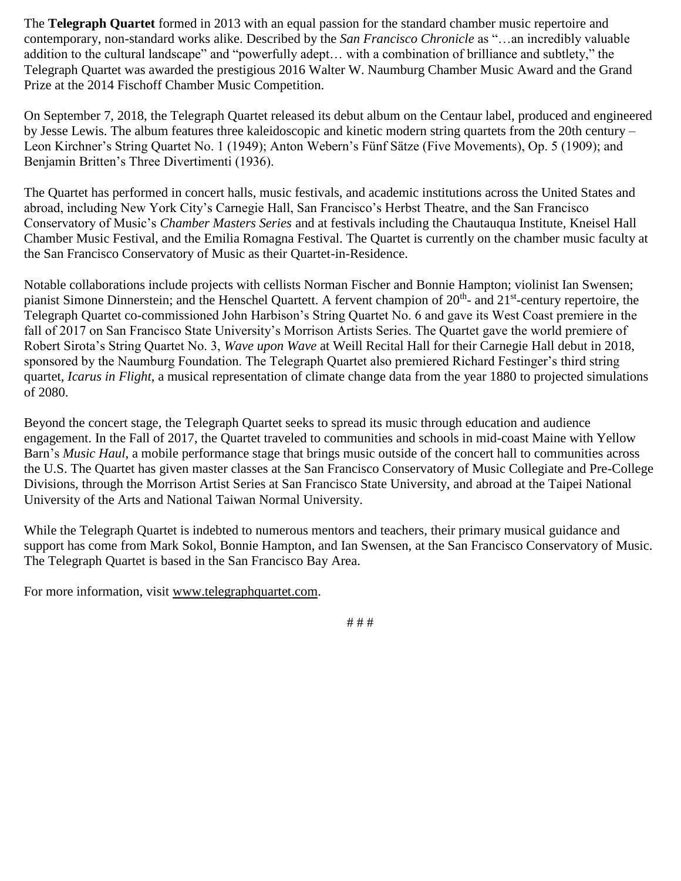The **Telegraph Quartet** formed in 2013 with an equal passion for the standard chamber music repertoire and contemporary, non-standard works alike. Described by the *San Francisco Chronicle* as "…an incredibly valuable addition to the cultural landscape" and "powerfully adept… with a combination of brilliance and subtlety," the Telegraph Quartet was awarded the prestigious 2016 Walter W. Naumburg Chamber Music Award and the Grand Prize at the 2014 Fischoff Chamber Music Competition.

On September 7, 2018, the Telegraph Quartet released its debut album on the Centaur label, produced and engineered by Jesse Lewis. The album features three kaleidoscopic and kinetic modern string quartets from the 20th century – Leon Kirchner's String Quartet No. 1 (1949); Anton Webern's Fünf Sätze (Five Movements), Op. 5 (1909); and Benjamin Britten's Three Divertimenti (1936).

The Quartet has performed in concert halls, music festivals, and academic institutions across the United States and abroad, including New York City's Carnegie Hall, San Francisco's Herbst Theatre, and the San Francisco Conservatory of Music's *Chamber Masters Series* and at festivals including the Chautauqua Institute, Kneisel Hall Chamber Music Festival, and the Emilia Romagna Festival. The Quartet is currently on the chamber music faculty at the San Francisco Conservatory of Music as their Quartet-in-Residence.

Notable collaborations include projects with cellists Norman Fischer and Bonnie Hampton; violinist Ian Swensen; pianist Simone Dinnerstein; and the Henschel Quartett. A fervent champion of 20th- and 21st-century repertoire, the Telegraph Quartet co-commissioned John Harbison's String Quartet No. 6 and gave its West Coast premiere in the fall of 2017 on San Francisco State University's Morrison Artists Series. The Quartet gave the world premiere of Robert Sirota's String Quartet No. 3, *Wave upon Wave* at Weill Recital Hall for their Carnegie Hall debut in 2018, sponsored by the Naumburg Foundation. The Telegraph Quartet also premiered Richard Festinger's third string quartet, *Icarus in Flight*, a musical representation of climate change data from the year 1880 to projected simulations of 2080.

Beyond the concert stage, the Telegraph Quartet seeks to spread its music through education and audience engagement. In the Fall of 2017, the Quartet traveled to communities and schools in mid-coast Maine with Yellow Barn's *Music Haul*, a mobile performance stage that brings music outside of the concert hall to communities across the U.S. The Quartet has given master classes at the San Francisco Conservatory of Music Collegiate and Pre-College Divisions, through the Morrison Artist Series at San Francisco State University, and abroad at the Taipei National University of the Arts and National Taiwan Normal University.

While the Telegraph Quartet is indebted to numerous mentors and teachers, their primary musical guidance and support has come from Mark Sokol, Bonnie Hampton, and Ian Swensen, at the San Francisco Conservatory of Music. The Telegraph Quartet is based in the San Francisco Bay Area.

For more information, visit www.telegraphquartet.com.

# # #